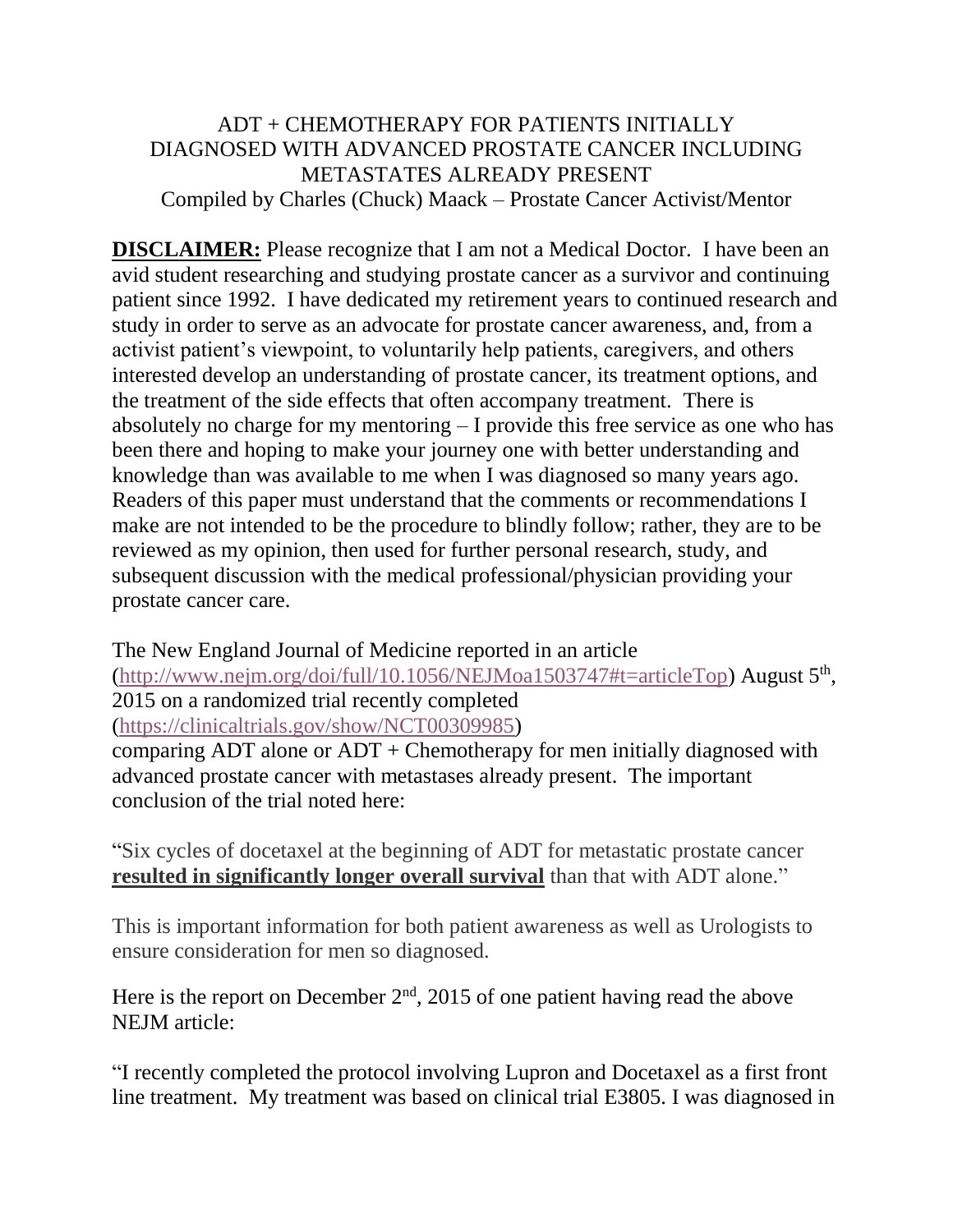# ADT + CHEMOTHERAPY FOR PATIENTS INITIALLY DIAGNOSED WITH ADVANCED PROSTATE CANCER INCLUDING METASTATES ALREADY PRESENT

Compiled by Charles (Chuck) Maack – Prostate Cancer Activist/Mentor

**DISCLAIMER:** Please recognize that I am not a Medical Doctor. I have been an avid student researching and studying prostate cancer as a survivor and continuing patient since 1992. I have dedicated my retirement years to continued research and study in order to serve as an advocate for prostate cancer awareness, and, from a activist patient's viewpoint, to voluntarily help patients, caregivers, and others interested develop an understanding of prostate cancer, its treatment options, and the treatment of the side effects that often accompany treatment. There is absolutely no charge for my mentoring – I provide this free service as one who has been there and hoping to make your journey one with better understanding and knowledge than was available to me when I was diagnosed so many years ago. Readers of this paper must understand that the comments or recommendations I make are not intended to be the procedure to blindly follow; rather, they are to be reviewed as my opinion, then used for further personal research, study, and subsequent discussion with the medical professional/physician providing your prostate cancer care.

The New England Journal of Medicine reported in an article (http://www.nejm.org/doi/full/10.1056/NEJMoa1503747#t=articleTop) August 5th, 2015 on a randomized trial recently completed (https://clinicaltrials.gov/show/NCT00309985) comparing ADT alone or ADT + Chemotherapy for men initially diagnosed with advanced prostate cancer with metastases already present. The important conclusion of the trial noted here:

"Six cycles of docetaxel at the beginning of ADT for metastatic prostate cancer **resulted in significantly longer overall survival** than that with ADT alone."

This is important information for both patient awareness as well as Urologists to ensure consideration for men so diagnosed.

Here is the report on December 2nd, 2015 of one patient having read the above NEJM article:

"I recently completed the protocol involving Lupron and Docetaxel as a first front line treatment. My treatment was based on clinical trial E3805. I was diagnosed in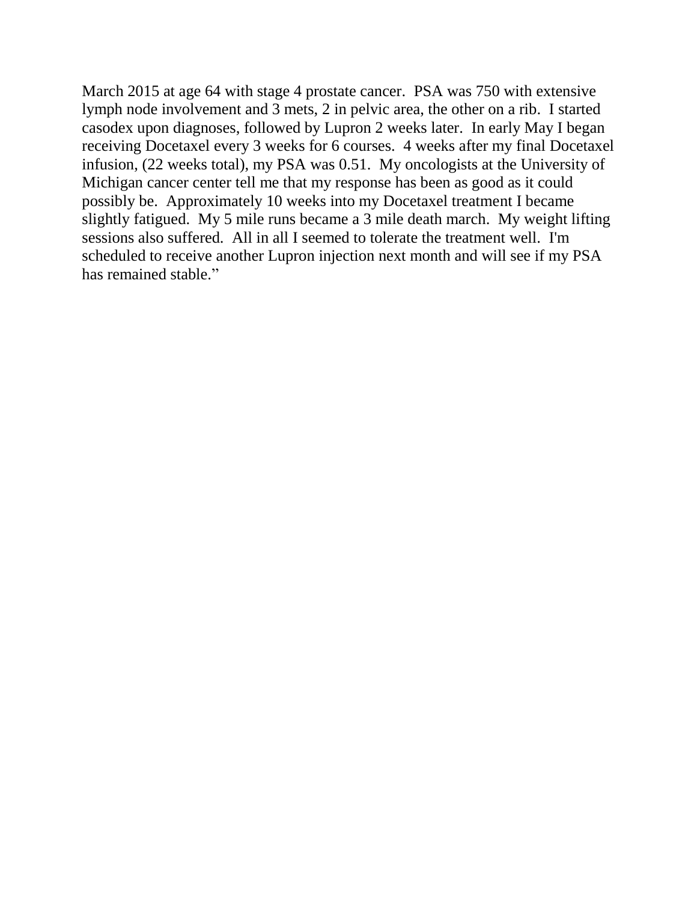March 2015 at age 64 with stage 4 prostate cancer. PSA was 750 with extensive lymph node involvement and 3 mets, 2 in pelvic area, the other on a rib. I started casodex upon diagnoses, followed by Lupron 2 weeks later. In early May I began receiving Docetaxel every 3 weeks for 6 courses. 4 weeks after my final Docetaxel infusion, (22 weeks total), my PSA was 0.51. My oncologists at the University of Michigan cancer center tell me that my response has been as good as it could possibly be. Approximately 10 weeks into my Docetaxel treatment I became slightly fatigued. My 5 mile runs became a 3 mile death march. My weight lifting sessions also suffered. All in all I seemed to tolerate the treatment well. I'm scheduled to receive another Lupron injection next month and will see if my PSA has remained stable."